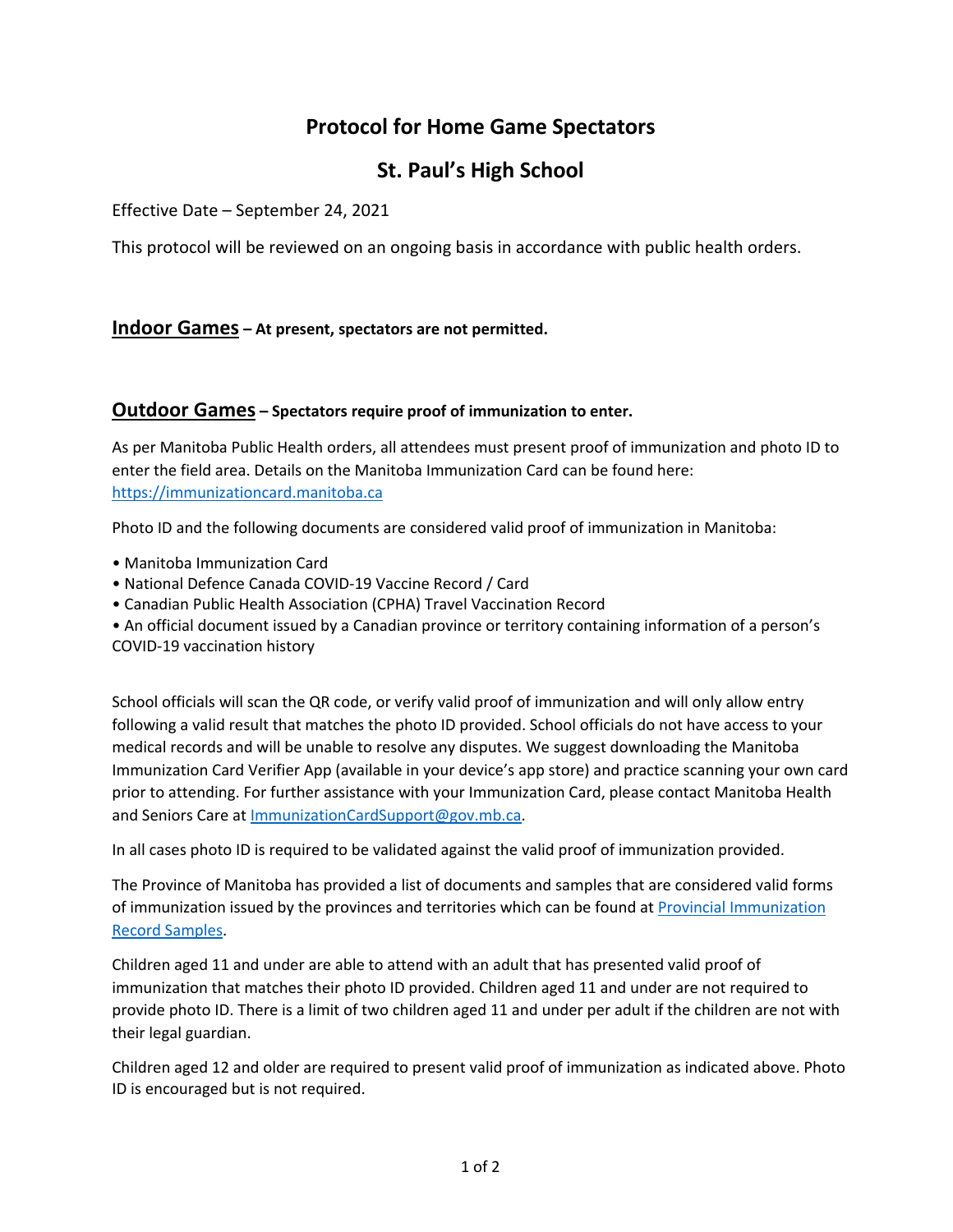# Protocol for Home Game Spectators

## St. Paul's High School

Effective Date – September 24, 2021

This protocol will be reviewed on an ongoing basis in accordance with public health orders.

## Indoor Games – At present, spectators are not permitted.

## Outdoor Games – Spectators require proof of immunization to enter.

As per Manitoba Public Health orders, all attendees must present proof of immunization and photo ID to enter the field area. Details on the Manitoba Immunization Card can be found here: [https://immunizationcard.manitoba.ca](https://immunizationcard.manitoba.ca)

Photo ID and the following documents are considered valid proof of immunization in Manitoba:

- Manitoba Immunization Card
- National Defence Canada COVID-19 Vaccine Record / Card
- Canadian Public Health Association (CPHA) Travel Vaccination Record
- An official document issued by a Canadian province or territory containing information of a person's COVID-19 vaccination history

School officials will scan the QR code, or verify valid proof of immunization and will only allow entry following a valid result that matches the photo ID provided. School officials do not have access to your medical records and will be unable to resolve any disputes. We suggest downloading the Manitoba Immunization Card Verifier App (available in your device's app store) and practice scanning your own card prior to attending. For further assistance with your Immunization Card, please contact Manitoba Health and Seniors Care at [ImmunizationCardSupport@gov.mb.ca](mailto:ImmunizationCardSupport@gov.mb.ca).

In all cases photo ID is required to be validated against the valid proof of immunization provided.

The Province of Manitoba has provided a list of documents and samples that are considered valid forms of immunization issued by the provinces and territories which can be found at Provincial Immunization Record Samples.

Children aged 11 and under are able to attend with an adult that has presented valid proof of immunization that matches their photo ID provided. Children aged 11 and under are not required to provide photo ID. There is a limit of two children aged 11 and under per adult if the children are not with their legal guardian.

Children aged 12 and older are required to present valid proof of immunization as indicated above. Photo ID is encouraged but is not required.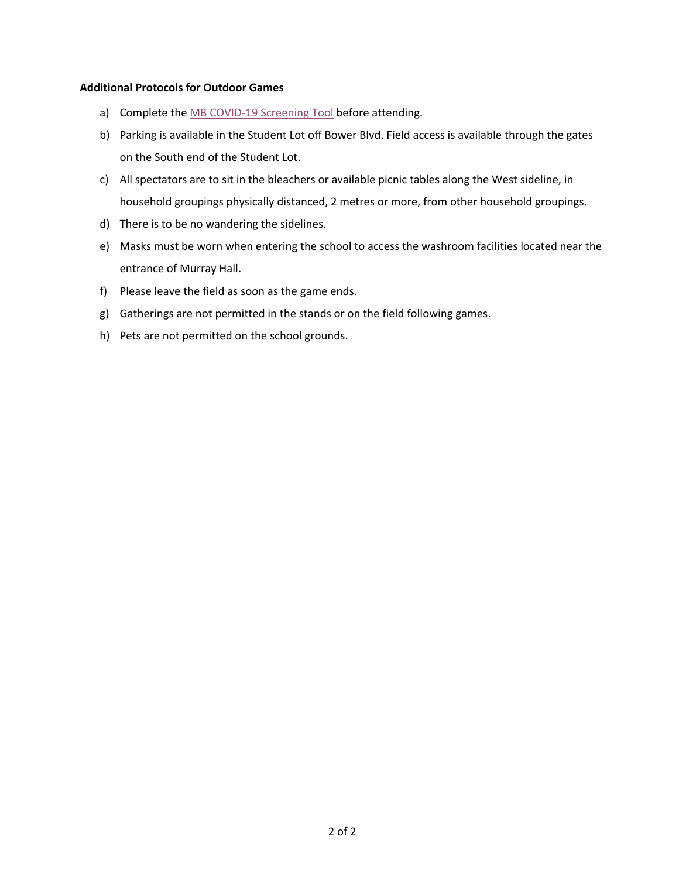**Additional Protocols for Outdoor Games**

a) Complete the MB COVID-19 Screening Tool before attending.

b) Parking is available in the Student Lot off Bower Blvd. Field access is available through the gates on the South end of the Student Lot.

c) All spectators are to sit in the bleachers or available picnic tables along the West sideline, in household groupings physically distanced, 2 metres or more, from other household groupings.

d) There is to be no wandering the sidelines.

e) Masks must be worn when entering the school to access the washroom facilities located near the entrance of Murray Hall.

f) Please leave the field as soon as the game ends.

g) Gatherings are not permitted in the stands or on the field following games.

h) Pets are not permitted on the school grounds.